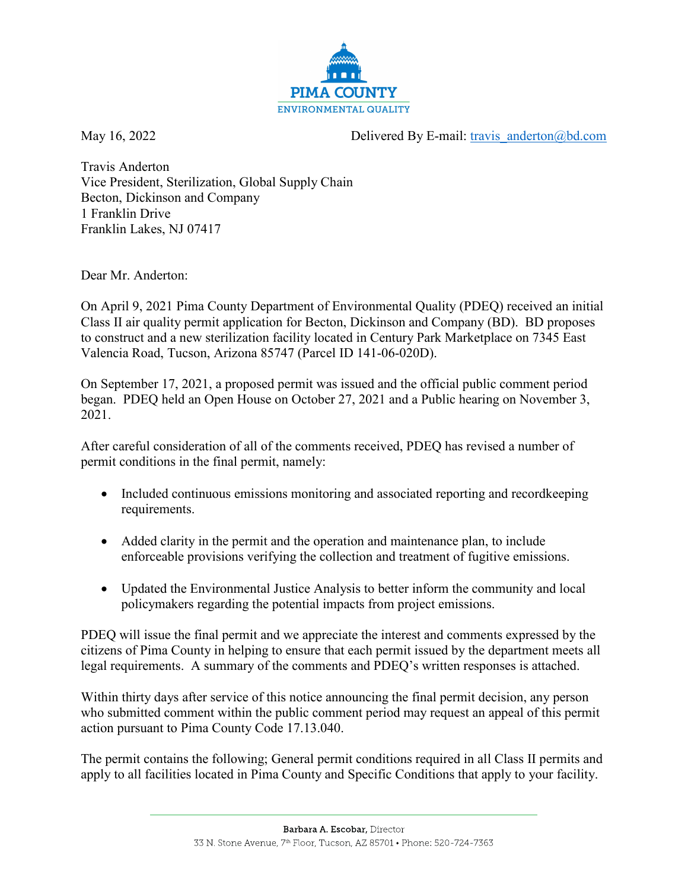PIMA COUNTY
ENVIRONMENTAL QUALITY

May 16, 2022 Delivered By E-mail: travis_anderton@bd.com

Travis Anderton
Vice President, Sterilization, Global Supply Chain
Becton, Dickinson and Company
1 Franklin Drive
Franklin Lakes, NJ 07417

Dear Mr. Anderton:

On April 9, 2021 Pima County Department of Environmental Quality (PDEQ) received an initial Class II air quality permit application for Becton, Dickinson and Company (BD). BD proposes to construct and a new sterilization facility located in Century Park Marketplace on 7345 East Valencia Road, Tucson, Arizona 85747 (Parcel ID 141-06-020D).

On September 17, 2021, a proposed permit was issued and the official public comment period began. PDEQ held an Open House on October 27, 2021 and a Public hearing on November 3, 2021.

After careful consideration of all of the comments received, PDEQ has revised a number of permit conditions in the final permit, namely:

- Included continuous emissions monitoring and associated reporting and recordkeeping requirements.
- Added clarity in the permit and the operation and maintenance plan, to include enforceable provisions verifying the collection and treatment of fugitive emissions.
- Updated the Environmental Justice Analysis to better inform the community and local policymakers regarding the potential impacts from project emissions.

PDEQ will issue the final permit and we appreciate the interest and comments expressed by the citizens of Pima County in helping to ensure that each permit issued by the department meets all legal requirements. A summary of the comments and PDEQ's written responses is attached.

Within thirty days after service of this notice announcing the final permit decision, any person who submitted comment within the public comment period may request an appeal of this permit action pursuant to Pima County Code 17.13.040.

The permit contains the following; General permit conditions required in all Class II permits and apply to all facilities located in Pima County and Specific Conditions that apply to your facility.

**Barbara A. Escobar,** Director
33 N. Stone Avenue, 7th Floor, Tucson, AZ 85701 • Phone: 520-724-7363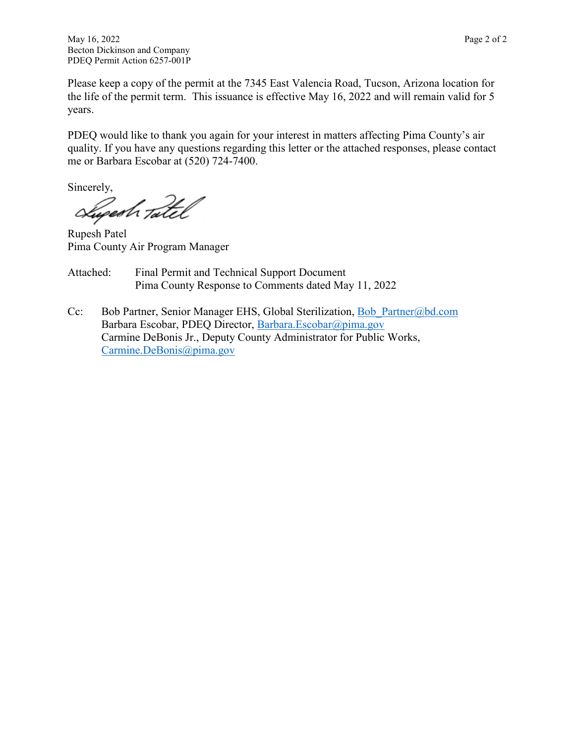Please keep a copy of the permit at the 7345 East Valencia Road, Tucson, Arizona location for the life of the permit term. This issuance is effective May 16, 2022 and will remain valid for 5 years.

PDEQ would like to thank you again for your interest in matters affecting Pima County's air quality. If you have any questions regarding this letter or the attached responses, please contact me or Barbara Escobar at (520) 724-7400.

Sincerely,

Rupesh Patel
Pima County Air Program Manager

Attached: Final Permit and Technical Support Document
Pima County Response to Comments dated May 11, 2022

Cc: Bob Partner, Senior Manager EHS, Global Sterilization, Bob_Partner@bd.com
Barbara Escobar, PDEQ Director, Barbara.Escobar@pima.gov
Carmine DeBonis Jr., Deputy County Administrator for Public Works, Carmine.DeBonis@pima.gov